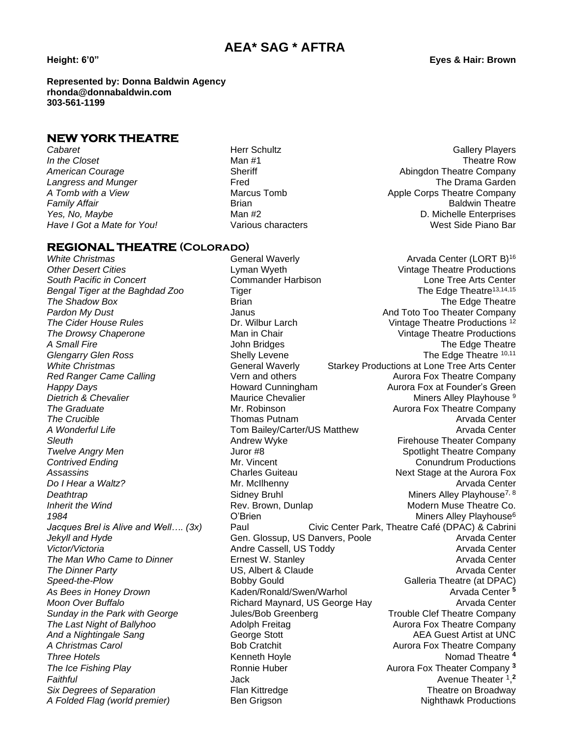# AEA* SAG * AFTRA

**Height: 6'0"** **Eyes & Hair: Brown**

**Represented by: Donna Baldwin Agency**
**rhonda@donnabaldwin.com**
**303-561-1199**

## NEW YORK THEATRE

| | | |
|---|---|---|
| *Cabaret* | Herr Schultz | Gallery Players |
| *In the Closet* | Man #1 | Theatre Row |
| *American Courage* | Sheriff | Abingdon Theatre Company |
| *Langress and Munger* | Fred | The Drama Garden |
| *A Tomb with a View* | Marcus Tomb | Apple Corps Theatre Company |
| *Family Affair* | Brian | Baldwin Theatre |
| *Yes, No, Maybe* | Man #2 | D. Michelle Enterprises |
| *Have I Got a Mate for You!* | Various characters | West Side Piano Bar |

## REGIONAL THEATRE (Colorado)

| | | |
|---|---|---|
| *White Christmas* | General Waverly | Arvada Center (LORT B)[16] |
| *Other Desert Cities* | Lyman Wyeth | Vintage Theatre Productions |
| *South Pacific in Concert* | Commander Harbison | Lone Tree Arts Center |
| *Bengal Tiger at the Baghdad Zoo* | Tiger | The Edge Theatre[13,14,15] |
| *The Shadow Box* | Brian | The Edge Theatre |
| *Pardon My Dust* | Janus | And Toto Too Theater Company |
| *The Cider House Rules* | Dr. Wilbur Larch | Vintage Theatre Productions [12] |
| *The Drowsy Chaperone* | Man in Chair | Vintage Theatre Productions |
| *A Small Fire* | John Bridges | The Edge Theatre |
| *Glengarry Glen Ross* | Shelly Levene | The Edge Theatre [10,11] |
| *White Christmas* | General Waverly | Starkey Productions at Lone Tree Arts Center |
| *Red Ranger Came Calling* | Vern and others | Aurora Fox Theatre Company |
| *Happy Days* | Howard Cunningham | Aurora Fox at Founder's Green |
| *Dietrich & Chevalier* | Maurice Chevalier | Miners Alley Playhouse [9] |
| *The Graduate* | Mr. Robinson | Aurora Fox Theatre Company |
| *The Crucible* | Thomas Putnam | Arvada Center |
| *A Wonderful Life* | Tom Bailey/Carter/US Matthew | Arvada Center |
| *Sleuth* | Andrew Wyke | Firehouse Theater Company |
| *Twelve Angry Men* | Juror #8 | Spotlight Theatre Company |
| *Contrived Ending* | Mr. Vincent | Conundrum Productions |
| *Assassins* | Charles Guiteau | Next Stage at the Aurora Fox |
| *Do I Hear a Waltz?* | Mr. McIlhenny | Arvada Center |
| *Deathtrap* | Sidney Bruhl | Miners Alley Playhouse[7, 8] |
| *Inherit the Wind* | Rev. Brown, Dunlap | Modern Muse Theatre Co. |
| *1984* | O'Brien | Miners Alley Playhouse[6] |
| *Jacques Brel is Alive and Well…. (3x)* | Paul | Civic Center Park, Theatre Café (DPAC) & Cabrini |
| *Jekyll and Hyde* | Gen. Glossup, US Danvers, Poole | Arvada Center |
| *Victor/Victoria* | Andre Cassell, US Toddy | Arvada Center |
| *The Man Who Came to Dinner* | Ernest W. Stanley | Arvada Center |
| *The Dinner Party* | US, Albert & Claude | Arvada Center |
| *Speed-the-Plow* | Bobby Gould | Galleria Theatre (at DPAC) |
| *As Bees in Honey Drown* | Kaden/Ronald/Swen/Warhol | Arvada Center [5] |
| *Moon Over Buffalo* | Richard Maynard, US George Hay | Arvada Center |
| *Sunday in the Park with George* | Jules/Bob Greenberg | Trouble Clef Theatre Company |
| *The Last Night of Ballyhoo* | Adolph Freitag | Aurora Fox Theatre Company |
| *And a Nightingale Sang* | George Stott | AEA Guest Artist at UNC |
| *A Christmas Carol* | Bob Cratchit | Aurora Fox Theatre Company |
| *Three Hotels* | Kenneth Hoyle | Nomad Theatre [4] |
| *The Ice Fishing Play* | Ronnie Huber | Aurora Fox Theater Company [3] |
| *Faithful* | Jack | Avenue Theater [1,2] |
| *Six Degrees of Separation* | Flan Kittredge | Theatre on Broadway |
| *A Folded Flag (world premier)* | Ben Grigson | Nighthawk Productions |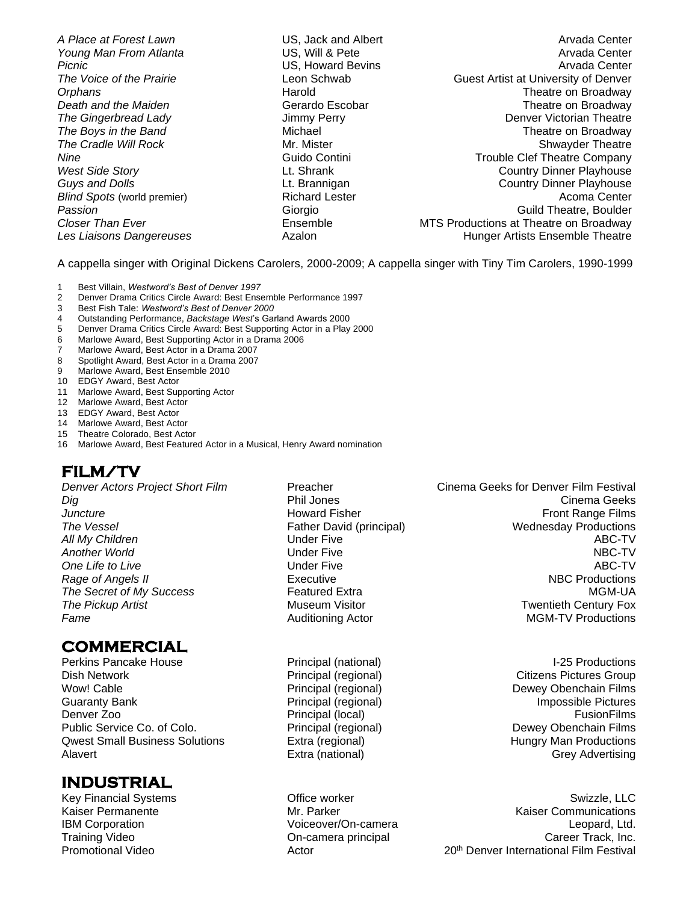| | | |
|---|---|---|
| *A Place at Forest Lawn* | US, Jack and Albert | Arvada Center |
| *Young Man From Atlanta* | US, Will & Pete | Arvada Center |
| *Picnic* | US, Howard Bevins | Arvada Center |
| *The Voice of the Prairie* | Leon Schwab | Guest Artist at University of Denver |
| *Orphans* | Harold | Theatre on Broadway |
| *Death and the Maiden* | Gerardo Escobar | Theatre on Broadway |
| *The Gingerbread Lady* | Jimmy Perry | Denver Victorian Theatre |
| *The Boys in the Band* | Michael | Theatre on Broadway |
| *The Cradle Will Rock* | Mr. Mister | Shwayder Theatre |
| *Nine* | Guido Contini | Trouble Clef Theatre Company |
| *West Side Story* | Lt. Shrank | Country Dinner Playhouse |
| *Guys and Dolls* | Lt. Brannigan | Country Dinner Playhouse |
| *Blind Spots* (world premier) | Richard Lester | Acoma Center |
| *Passion* | Giorgio | Guild Theatre, Boulder |
| *Closer Than Ever* | Ensemble | MTS Productions at Theatre on Broadway |
| *Les Liaisons Dangereuses* | Azalon | Hunger Artists Ensemble Theatre |

A cappella singer with Original Dickens Carolers, 2000-2009; A cappella singer with Tiny Tim Carolers, 1990-1999

1. Best Villain, *Westword's Best of Denver 1997*
2. Denver Drama Critics Circle Award: Best Ensemble Performance 1997
3. Best Fish Tale: *Westword's Best of Denver 2000*
4. Outstanding Performance, *Backstage West*'s Garland Awards 2000
5. Denver Drama Critics Circle Award: Best Supporting Actor in a Play 2000
6. Marlowe Award, Best Supporting Actor in a Drama 2006
7. Marlowe Award, Best Actor in a Drama 2007
8. Spotlight Award, Best Actor in a Drama 2007
9. Marlowe Award, Best Ensemble 2010
10. EDGY Award, Best Actor
11. Marlowe Award, Best Supporting Actor
12. Marlowe Award, Best Actor
13. EDGY Award, Best Actor
14. Marlowe Award, Best Actor
15. Theatre Colorado, Best Actor
16. Marlowe Award, Best Featured Actor in a Musical, Henry Award nomination

## FILM/TV

| | | |
|---|---|---|
| *Denver Actors Project Short Film* | Preacher | Cinema Geeks for Denver Film Festival |
| *Dig* | Phil Jones | Cinema Geeks |
| *Juncture* | Howard Fisher | Front Range Films |
| *The Vessel* | Father David (principal) | Wednesday Productions |
| *All My Children* | Under Five | ABC-TV |
| *Another World* | Under Five | NBC-TV |
| *One Life to Live* | Under Five | ABC-TV |
| *Rage of Angels II* | Executive | NBC Productions |
| *The Secret of My Success* | Featured Extra | MGM-UA |
| *The Pickup Artist* | Museum Visitor | Twentieth Century Fox |
| *Fame* | Auditioning Actor | MGM-TV Productions |

## COMMERCIAL

| | | |
|---|---|---|
| Perkins Pancake House | Principal (national) | I-25 Productions |
| Dish Network | Principal (regional) | Citizens Pictures Group |
| Wow! Cable | Principal (regional) | Dewey Obenchain Films |
| Guaranty Bank | Principal (regional) | Impossible Pictures |
| Denver Zoo | Principal (local) | FusionFilms |
| Public Service Co. of Colo. | Principal (regional) | Dewey Obenchain Films |
| Qwest Small Business Solutions | Extra (regional) | Hungry Man Productions |
| Alavert | Extra (national) | Grey Advertising |

## INDUSTRIAL

| | | |
|---|---|---|
| Key Financial Systems | Office worker | Swizzle, LLC |
| Kaiser Permanente | Mr. Parker | Kaiser Communications |
| IBM Corporation | Voiceover/On-camera | Leopard, Ltd. |
| Training Video | On-camera principal | Career Track, Inc. |
| Promotional Video | Actor | 20th Denver International Film Festival |